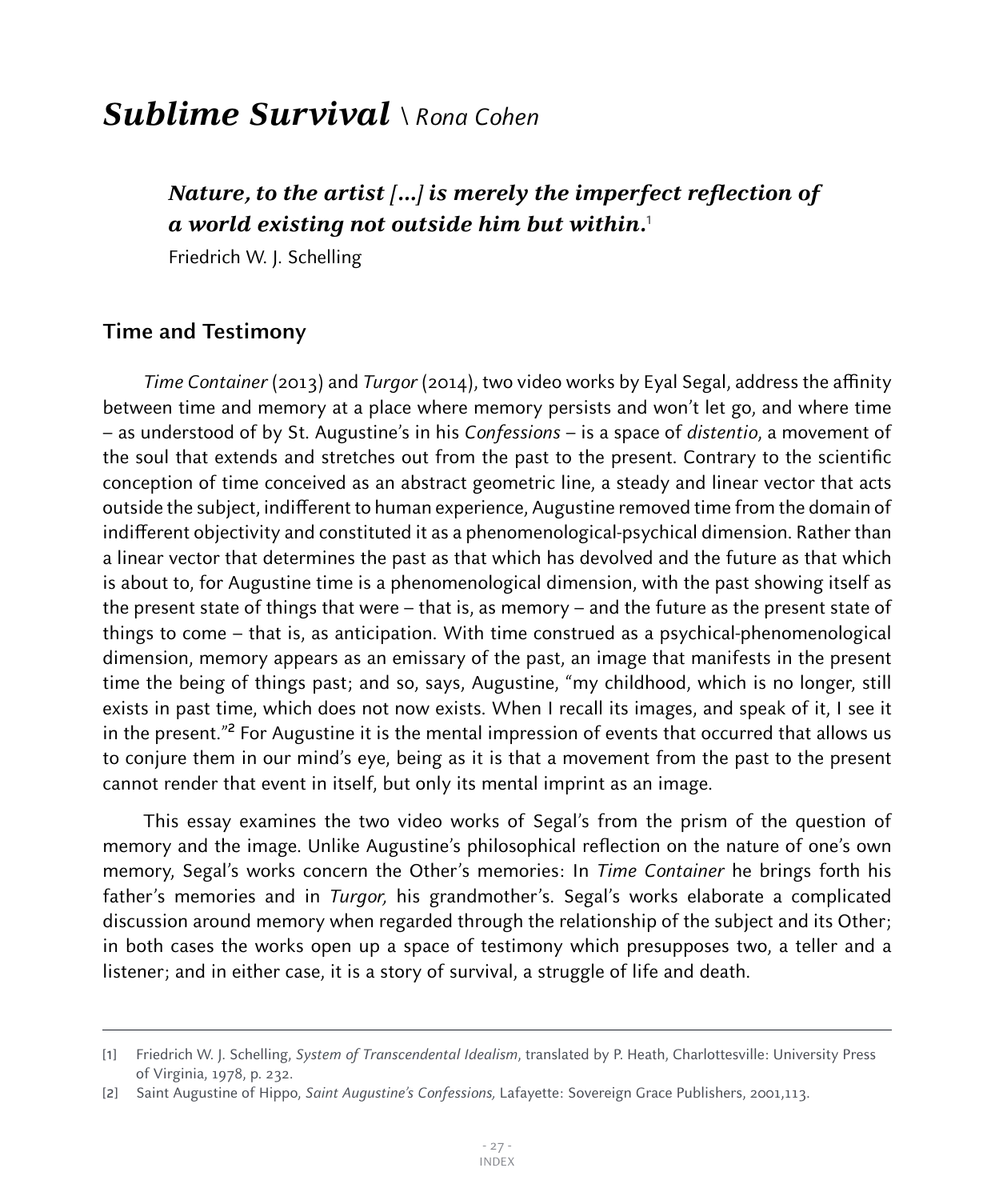# *Sublime Survival* \ *Rona Cohen*

> ***Nature, to the artist [...] is merely the imperfect reflection of a world existing not outside him but within.***[1]
>
> Friedrich W. J. Schelling

## Time and Testimony

*Time Container* (2013) and *Turgor* (2014), two video works by Eyal Segal, address the affinity between time and memory at a place where memory persists and won't let go, and where time – as understood of by St. Augustine's in his *Confessions* – is a space of *distentio*, a movement of the soul that extends and stretches out from the past to the present. Contrary to the scientific conception of time conceived as an abstract geometric line, a steady and linear vector that acts outside the subject, indifferent to human experience, Augustine removed time from the domain of indifferent objectivity and constituted it as a phenomenological-psychical dimension. Rather than a linear vector that determines the past as that which has devolved and the future as that which is about to, for Augustine time is a phenomenological dimension, with the past showing itself as the present state of things that were – that is, as memory – and the future as the present state of things to come – that is, as anticipation. With time construed as a psychical-phenomenological dimension, memory appears as an emissary of the past, an image that manifests in the present time the being of things past; and so, says, Augustine, "my childhood, which is no longer, still exists in past time, which does not now exists. When I recall its images, and speak of it, I see it in the present."[2] For Augustine it is the mental impression of events that occurred that allows us to conjure them in our mind's eye, being as it is that a movement from the past to the present cannot render that event in itself, but only its mental imprint as an image.

This essay examines the two video works of Segal's from the prism of the question of memory and the image. Unlike Augustine's philosophical reflection on the nature of one's own memory, Segal's works concern the Other's memories: In *Time Container* he brings forth his father's memories and in *Turgor,* his grandmother's. Segal's works elaborate a complicated discussion around memory when regarded through the relationship of the subject and its Other; in both cases the works open up a space of testimony which presupposes two, a teller and a listener; and in either case, it is a story of survival, a struggle of life and death.

---

[1] Friedrich W. J. Schelling, *System of Transcendental Idealism*, translated by P. Heath, Charlottesville: University Press of Virginia, 1978, p. 232.

[2] Saint Augustine of Hippo, *Saint Augustine's Confessions*, Lafayette: Sovereign Grace Publishers, 2001,113.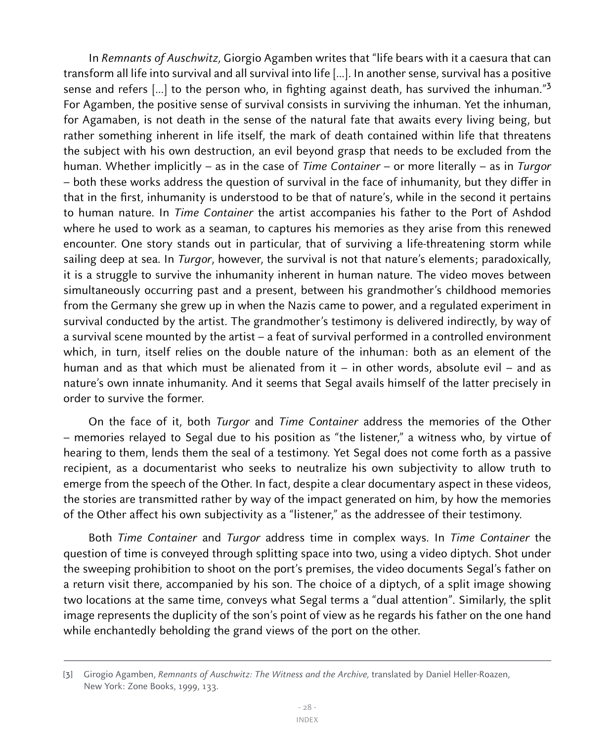In *Remnants of Auschwitz,* Giorgio Agamben writes that "life bears with it a caesura that can transform all life into survival and all survival into life [...]. In another sense, survival has a positive sense and refers [...] to the person who, in fighting against death, has survived the inhuman."[3] For Agamben, the positive sense of survival consists in surviving the inhuman. Yet the inhuman, for Agamaben, is not death in the sense of the natural fate that awaits every living being, but rather something inherent in life itself, the mark of death contained within life that threatens the subject with his own destruction, an evil beyond grasp that needs to be excluded from the human. Whether implicitly – as in the case of *Time Container* – or more literally – as in *Turgor* – both these works address the question of survival in the face of inhumanity, but they differ in that in the first, inhumanity is understood to be that of nature's, while in the second it pertains to human nature. In *Time Container* the artist accompanies his father to the Port of Ashdod where he used to work as a seaman, to captures his memories as they arise from this renewed encounter. One story stands out in particular, that of surviving a life-threatening storm while sailing deep at sea. In *Turgor*, however, the survival is not that nature's elements; paradoxically, it is a struggle to survive the inhumanity inherent in human nature. The video moves between simultaneously occurring past and a present, between his grandmother's childhood memories from the Germany she grew up in when the Nazis came to power, and a regulated experiment in survival conducted by the artist. The grandmother's testimony is delivered indirectly, by way of a survival scene mounted by the artist – a feat of survival performed in a controlled environment which, in turn, itself relies on the double nature of the inhuman: both as an element of the human and as that which must be alienated from it – in other words, absolute evil – and as nature's own innate inhumanity. And it seems that Segal avails himself of the latter precisely in order to survive the former.

On the face of it, both *Turgor* and *Time Container* address the memories of the Other – memories relayed to Segal due to his position as "the listener," a witness who, by virtue of hearing to them, lends them the seal of a testimony. Yet Segal does not come forth as a passive recipient, as a documentarist who seeks to neutralize his own subjectivity to allow truth to emerge from the speech of the Other. In fact, despite a clear documentary aspect in these videos, the stories are transmitted rather by way of the impact generated on him, by how the memories of the Other affect his own subjectivity as a "listener," as the addressee of their testimony.

Both *Time Container* and *Turgor* address time in complex ways. In *Time Container* the question of time is conveyed through splitting space into two, using a video diptych. Shot under the sweeping prohibition to shoot on the port's premises, the video documents Segal's father on a return visit there, accompanied by his son. The choice of a diptych, of a split image showing two locations at the same time, conveys what Segal terms a "dual attention". Similarly, the split image represents the duplicity of the son's point of view as he regards his father on the one hand while enchantedly beholding the grand views of the port on the other.

---

[3] Girogio Agamben, *Remnants of Auschwitz: The Witness and the Archive,* translated by Daniel Heller-Roazen, New York: Zone Books, 1999, 133.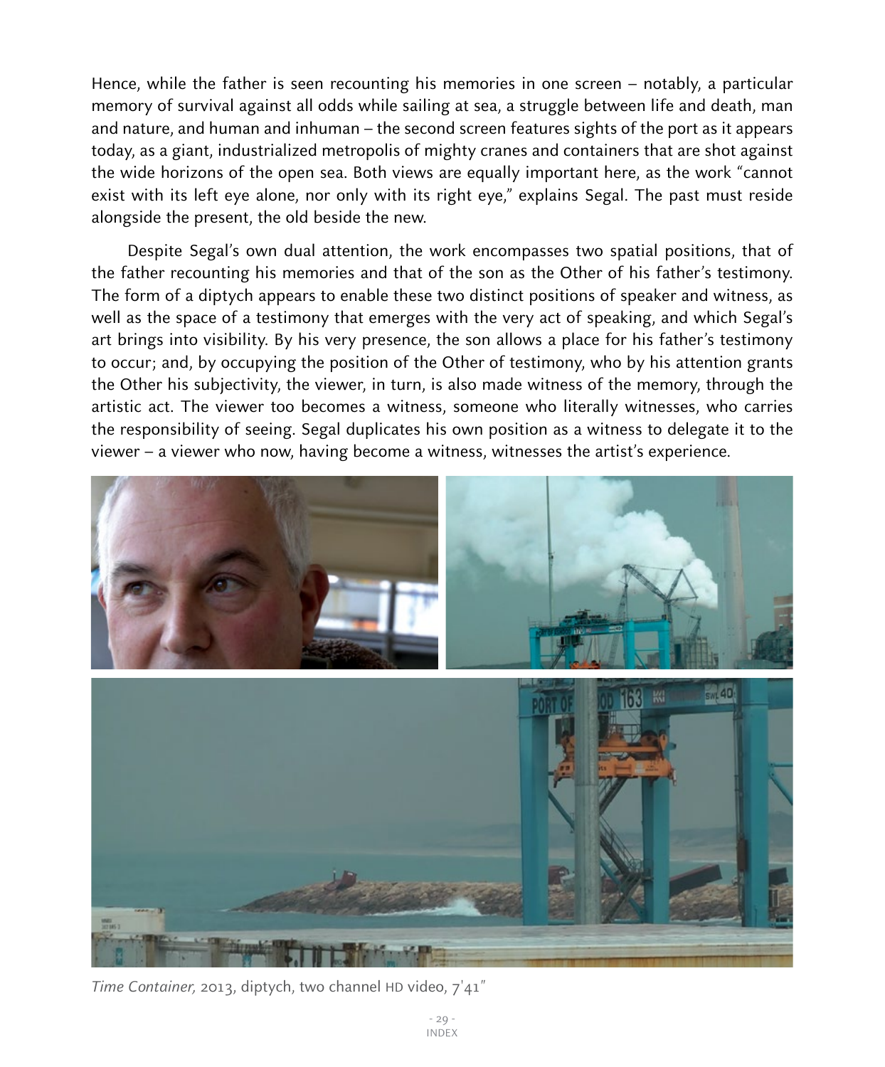Hence, while the father is seen recounting his memories in one screen – notably, a particular memory of survival against all odds while sailing at sea, a struggle between life and death, man and nature, and human and inhuman – the second screen features sights of the port as it appears today, as a giant, industrialized metropolis of mighty cranes and containers that are shot against the wide horizons of the open sea. Both views are equally important here, as the work "cannot exist with its left eye alone, nor only with its right eye," explains Segal. The past must reside alongside the present, the old beside the new.

Despite Segal's own dual attention, the work encompasses two spatial positions, that of the father recounting his memories and that of the son as the Other of his father's testimony. The form of a diptych appears to enable these two distinct positions of speaker and witness, as well as the space of a testimony that emerges with the very act of speaking, and which Segal's art brings into visibility. By his very presence, the son allows a place for his father's testimony to occur; and, by occupying the position of the Other of testimony, who by his attention grants the Other his subjectivity, the viewer, in turn, is also made witness of the memory, through the artistic act. The viewer too becomes a witness, someone who literally witnesses, who carries the responsibility of seeing. Segal duplicates his own position as a witness to delegate it to the viewer – a viewer who now, having become a witness, witnesses the artist's experience.

*Time Container,* 2013, diptych, two channel HD video, 7'41"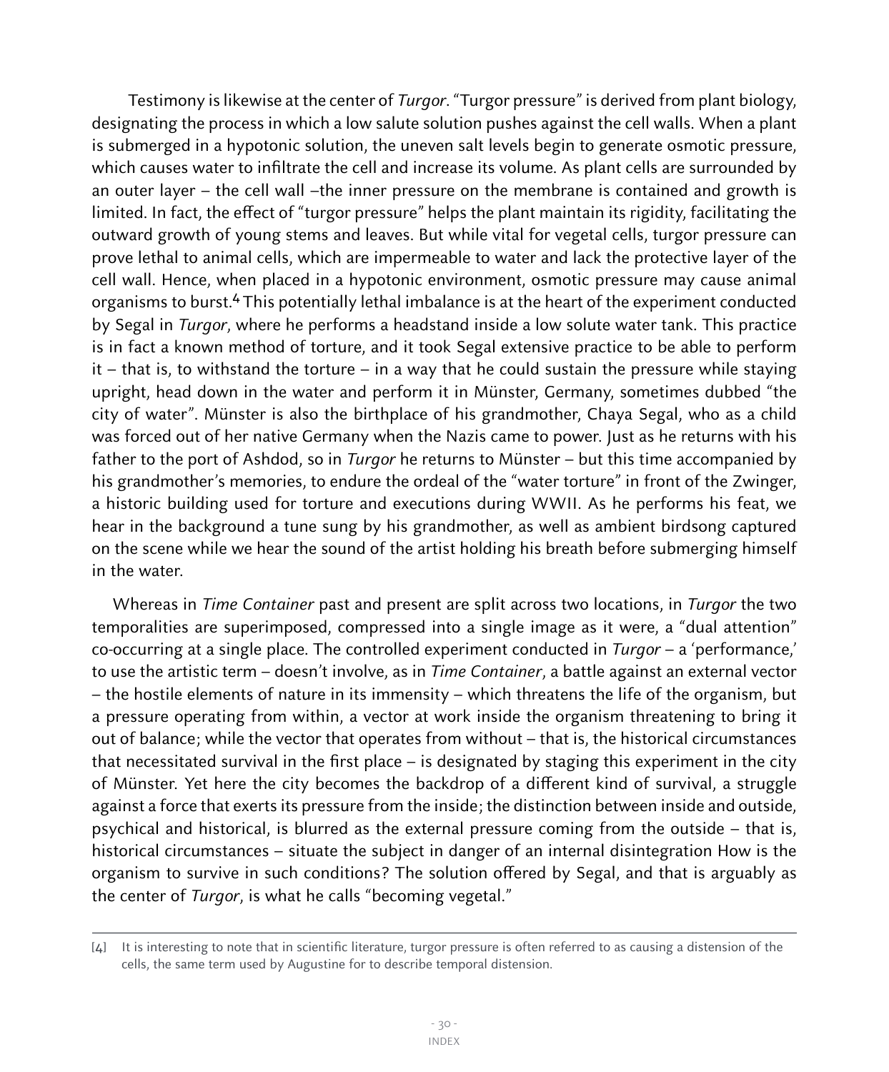Testimony is likewise at the center of *Turgor*. "Turgor pressure" is derived from plant biology, designating the process in which a low salute solution pushes against the cell walls. When a plant is submerged in a hypotonic solution, the uneven salt levels begin to generate osmotic pressure, which causes water to infiltrate the cell and increase its volume. As plant cells are surrounded by an outer layer – the cell wall –the inner pressure on the membrane is contained and growth is limited. In fact, the effect of "turgor pressure" helps the plant maintain its rigidity, facilitating the outward growth of young stems and leaves. But while vital for vegetal cells, turgor pressure can prove lethal to animal cells, which are impermeable to water and lack the protective layer of the cell wall. Hence, when placed in a hypotonic environment, osmotic pressure may cause animal organisms to burst.[4] This potentially lethal imbalance is at the heart of the experiment conducted by Segal in *Turgor*, where he performs a headstand inside a low solute water tank. This practice is in fact a known method of torture, and it took Segal extensive practice to be able to perform it – that is, to withstand the torture – in a way that he could sustain the pressure while staying upright, head down in the water and perform it in Münster, Germany, sometimes dubbed "the city of water". Münster is also the birthplace of his grandmother, Chaya Segal, who as a child was forced out of her native Germany when the Nazis came to power. Just as he returns with his father to the port of Ashdod, so in *Turgor* he returns to Münster – but this time accompanied by his grandmother's memories, to endure the ordeal of the "water torture" in front of the Zwinger, a historic building used for torture and executions during WWII. As he performs his feat, we hear in the background a tune sung by his grandmother, as well as ambient birdsong captured on the scene while we hear the sound of the artist holding his breath before submerging himself in the water.

Whereas in *Time Container* past and present are split across two locations, in *Turgor* the two temporalities are superimposed, compressed into a single image as it were, a "dual attention" co-occurring at a single place. The controlled experiment conducted in *Turgor* – a 'performance,' to use the artistic term – doesn't involve, as in *Time Container*, a battle against an external vector – the hostile elements of nature in its immensity – which threatens the life of the organism, but a pressure operating from within, a vector at work inside the organism threatening to bring it out of balance; while the vector that operates from without – that is, the historical circumstances that necessitated survival in the first place – is designated by staging this experiment in the city of Münster. Yet here the city becomes the backdrop of a different kind of survival, a struggle against a force that exerts its pressure from the inside; the distinction between inside and outside, psychical and historical, is blurred as the external pressure coming from the outside – that is, historical circumstances – situate the subject in danger of an internal disintegration How is the organism to survive in such conditions? The solution offered by Segal, and that is arguably as the center of *Turgor*, is what he calls "becoming vegetal."

---

[4] It is interesting to note that in scientific literature, turgor pressure is often referred to as causing a distension of the cells, the same term used by Augustine for to describe temporal distension.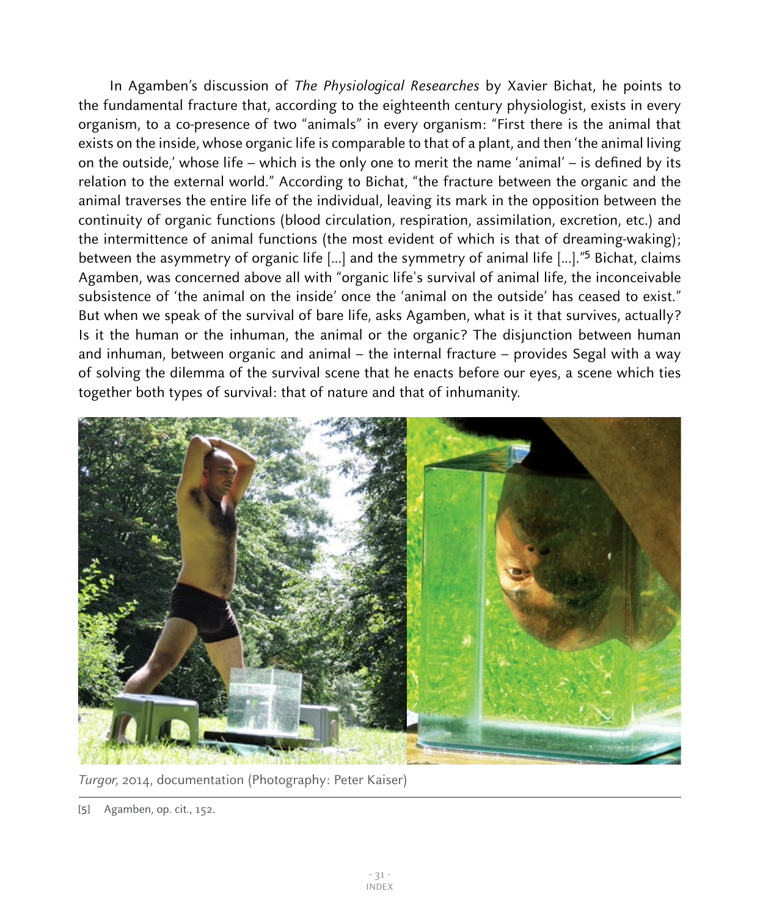In Agamben's discussion of *The Physiological Researches* by Xavier Bichat, he points to the fundamental fracture that, according to the eighteenth century physiologist, exists in every organism, to a co-presence of two "animals" in every organism: "First there is the animal that exists on the inside, whose organic life is comparable to that of a plant, and then 'the animal living on the outside,' whose life – which is the only one to merit the name 'animal' – is defined by its relation to the external world." According to Bichat, "the fracture between the organic and the animal traverses the entire life of the individual, leaving its mark in the opposition between the continuity of organic functions (blood circulation, respiration, assimilation, excretion, etc.) and the intermittence of animal functions (the most evident of which is that of dreaming-waking); between the asymmetry of organic life [...] and the symmetry of animal life [...]."[5] Bichat, claims Agamben, was concerned above all with "organic life's survival of animal life, the inconceivable subsistence of 'the animal on the inside' once the 'animal on the outside' has ceased to exist." But when we speak of the survival of bare life, asks Agamben, what is it that survives, actually? Is it the human or the inhuman, the animal or the organic? The disjunction between human and inhuman, between organic and animal – the internal fracture – provides Segal with a way of solving the dilemma of the survival scene that he enacts before our eyes, a scene which ties together both types of survival: that of nature and that of inhumanity.

*Turgor,* 2014, documentation (Photography: Peter Kaiser)

[5] Agamben, op. cit., 152.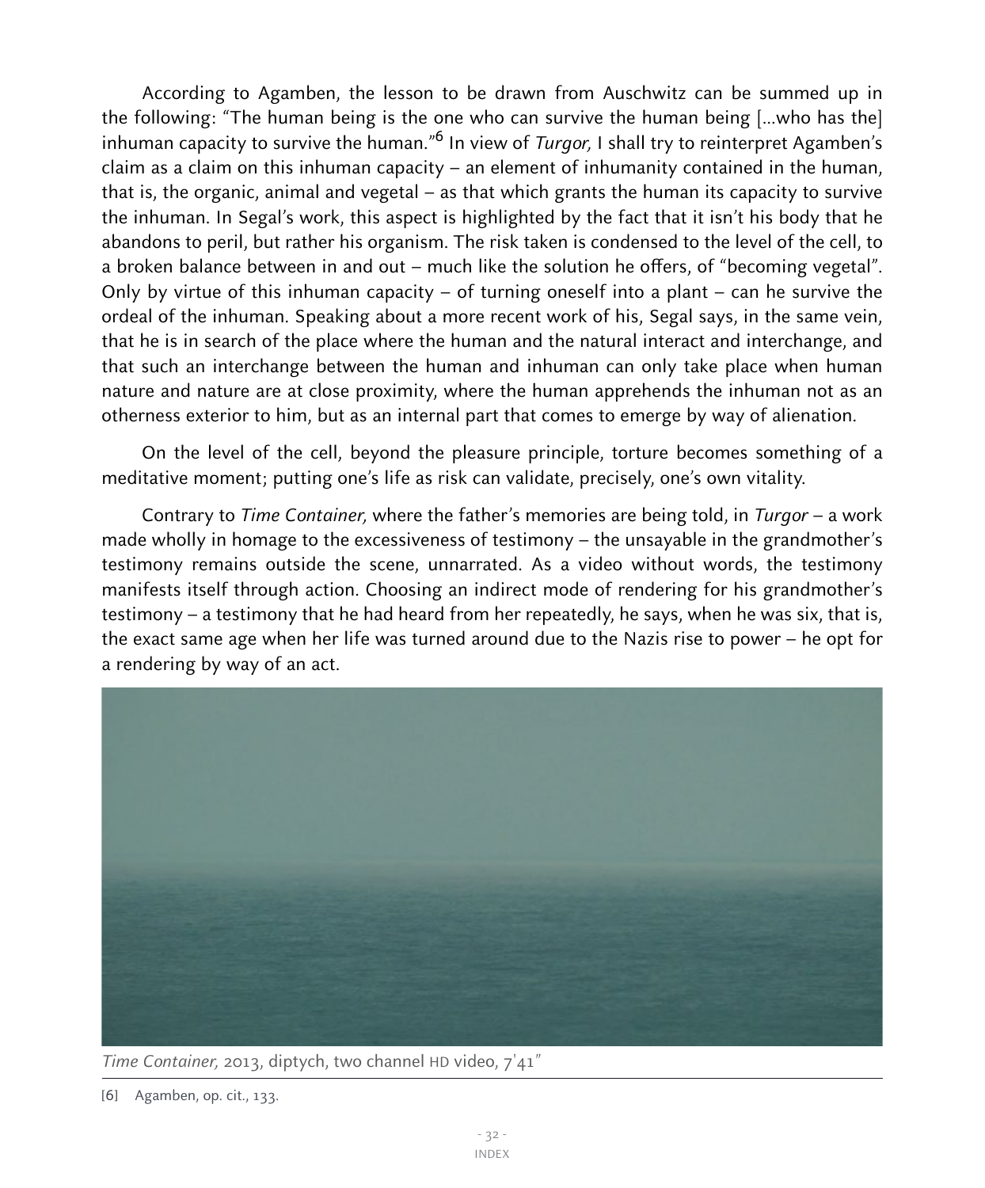According to Agamben, the lesson to be drawn from Auschwitz can be summed up in the following: "The human being is the one who can survive the human being [...who has the] inhuman capacity to survive the human."[6] In view of *Turgor,* I shall try to reinterpret Agamben's claim as a claim on this inhuman capacity – an element of inhumanity contained in the human, that is, the organic, animal and vegetal – as that which grants the human its capacity to survive the inhuman. In Segal's work, this aspect is highlighted by the fact that it isn't his body that he abandons to peril, but rather his organism. The risk taken is condensed to the level of the cell, to a broken balance between in and out – much like the solution he offers, of "becoming vegetal". Only by virtue of this inhuman capacity – of turning oneself into a plant – can he survive the ordeal of the inhuman. Speaking about a more recent work of his, Segal says, in the same vein, that he is in search of the place where the human and the natural interact and interchange, and that such an interchange between the human and inhuman can only take place when human nature and nature are at close proximity, where the human apprehends the inhuman not as an otherness exterior to him, but as an internal part that comes to emerge by way of alienation.

On the level of the cell, beyond the pleasure principle, torture becomes something of a meditative moment; putting one's life as risk can validate, precisely, one's own vitality.

Contrary to *Time Container,* where the father's memories are being told, in *Turgor* – a work made wholly in homage to the excessiveness of testimony – the unsayable in the grandmother's testimony remains outside the scene, unnarrated. As a video without words, the testimony manifests itself through action. Choosing an indirect mode of rendering for his grandmother's testimony – a testimony that he had heard from her repeatedly, he says, when he was six, that is, the exact same age when her life was turned around due to the Nazis rise to power – he opt for a rendering by way of an act.

*Time Container,* 2013, diptych, two channel HD video, 7'41"

[6] Agamben, op. cit., 133.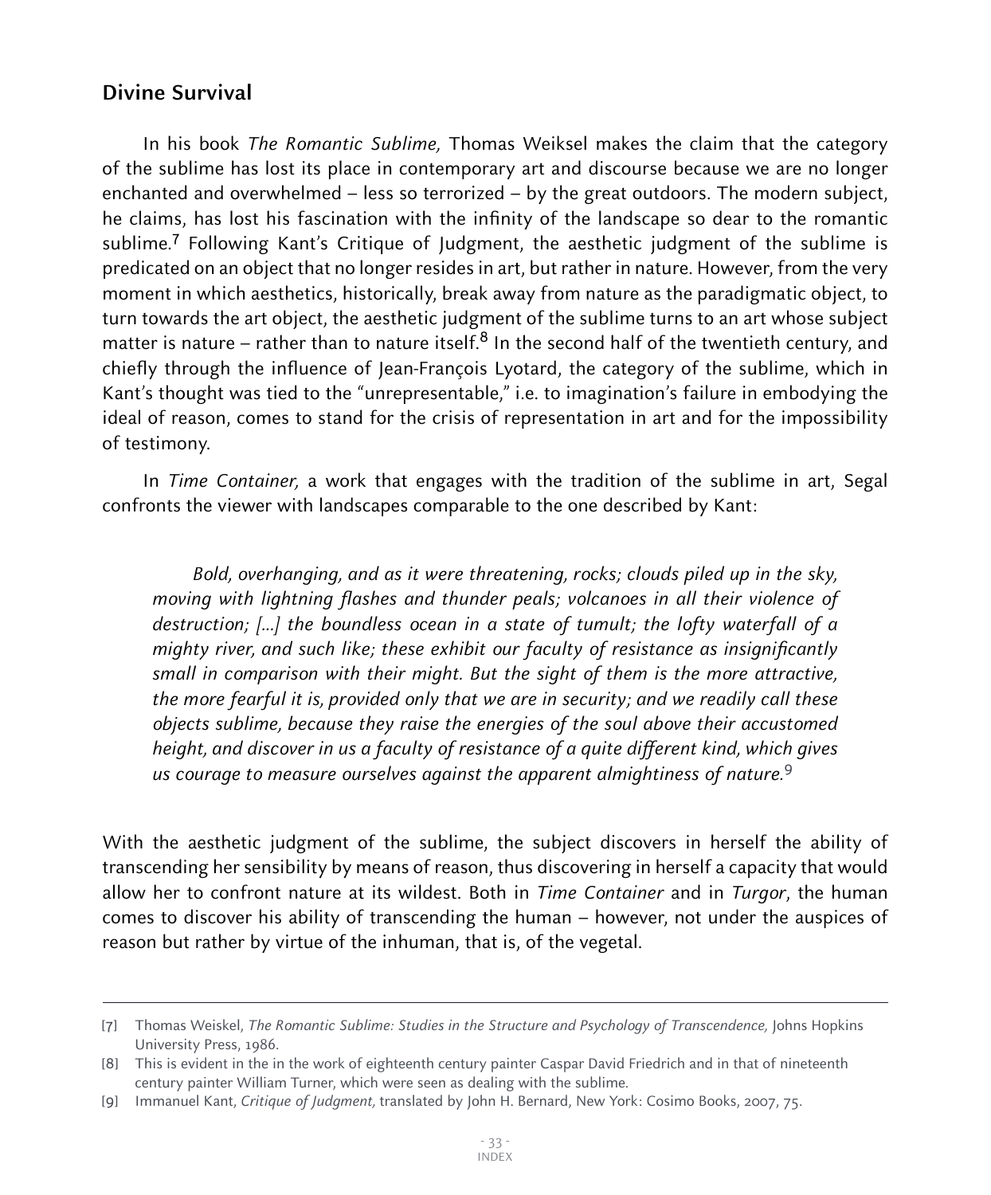## Divine Survival

In his book *The Romantic Sublime,* Thomas Weiksel makes the claim that the category of the sublime has lost its place in contemporary art and discourse because we are no longer enchanted and overwhelmed – less so terrorized – by the great outdoors. The modern subject, he claims, has lost his fascination with the infinity of the landscape so dear to the romantic sublime.[7] Following Kant's Critique of Judgment, the aesthetic judgment of the sublime is predicated on an object that no longer resides in art, but rather in nature. However, from the very moment in which aesthetics, historically, break away from nature as the paradigmatic object, to turn towards the art object, the aesthetic judgment of the sublime turns to an art whose subject matter is nature – rather than to nature itself.[8] In the second half of the twentieth century, and chiefly through the influence of Jean-François Lyotard, the category of the sublime, which in Kant's thought was tied to the "unrepresentable," i.e. to imagination's failure in embodying the ideal of reason, comes to stand for the crisis of representation in art and for the impossibility of testimony.

In *Time Container,* a work that engages with the tradition of the sublime in art, Segal confronts the viewer with landscapes comparable to the one described by Kant:

> *Bold, overhanging, and as it were threatening, rocks; clouds piled up in the sky, moving with lightning flashes and thunder peals; volcanoes in all their violence of destruction; [...] the boundless ocean in a state of tumult; the lofty waterfall of a mighty river, and such like; these exhibit our faculty of resistance as insignificantly small in comparison with their might. But the sight of them is the more attractive, the more fearful it is, provided only that we are in security; and we readily call these objects sublime, because they raise the energies of the soul above their accustomed height, and discover in us a faculty of resistance of a quite different kind, which gives us courage to measure ourselves against the apparent almightiness of nature.*[9]

With the aesthetic judgment of the sublime, the subject discovers in herself the ability of transcending her sensibility by means of reason, thus discovering in herself a capacity that would allow her to confront nature at its wildest. Both in *Time Container* and in *Turgor*, the human comes to discover his ability of transcending the human – however, not under the auspices of reason but rather by virtue of the inhuman, that is, of the vegetal.

---

[7] Thomas Weiskel, *The Romantic Sublime: Studies in the Structure and Psychology of Transcendence,* Johns Hopkins University Press, 1986.

[8] This is evident in the in the work of eighteenth century painter Caspar David Friedrich and in that of nineteenth century painter William Turner, which were seen as dealing with the sublime.

[9] Immanuel Kant, *Critique of Judgment,* translated by John H. Bernard, New York: Cosimo Books, 2007, 75.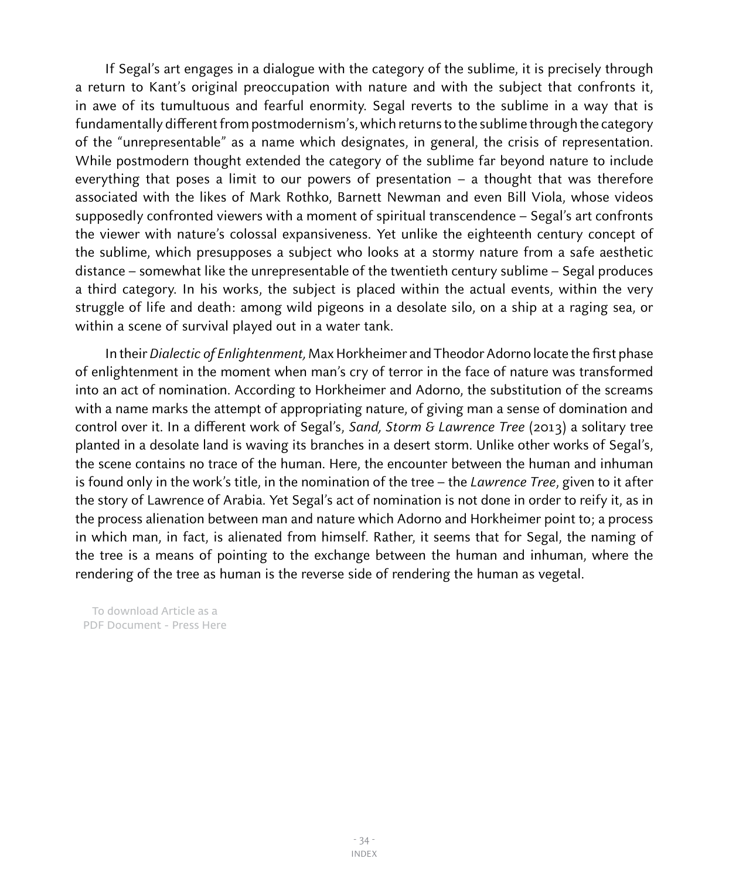If Segal's art engages in a dialogue with the category of the sublime, it is precisely through a return to Kant's original preoccupation with nature and with the subject that confronts it, in awe of its tumultuous and fearful enormity. Segal reverts to the sublime in a way that is fundamentally different from postmodernism's, which returns to the sublime through the category of the "unrepresentable" as a name which designates, in general, the crisis of representation. While postmodern thought extended the category of the sublime far beyond nature to include everything that poses a limit to our powers of presentation – a thought that was therefore associated with the likes of Mark Rothko, Barnett Newman and even Bill Viola, whose videos supposedly confronted viewers with a moment of spiritual transcendence – Segal's art confronts the viewer with nature's colossal expansiveness. Yet unlike the eighteenth century concept of the sublime, which presupposes a subject who looks at a stormy nature from a safe aesthetic distance – somewhat like the unrepresentable of the twentieth century sublime – Segal produces a third category. In his works, the subject is placed within the actual events, within the very struggle of life and death: among wild pigeons in a desolate silo, on a ship at a raging sea, or within a scene of survival played out in a water tank.

In their *Dialectic of Enlightenment,* Max Horkheimer and Theodor Adorno locate the first phase of enlightenment in the moment when man's cry of terror in the face of nature was transformed into an act of nomination. According to Horkheimer and Adorno, the substitution of the screams with a name marks the attempt of appropriating nature, of giving man a sense of domination and control over it. In a different work of Segal's, *Sand, Storm & Lawrence Tree* (2013) a solitary tree planted in a desolate land is waving its branches in a desert storm. Unlike other works of Segal's, the scene contains no trace of the human. Here, the encounter between the human and inhuman is found only in the work's title, in the nomination of the tree – the *Lawrence Tree*, given to it after the story of Lawrence of Arabia. Yet Segal's act of nomination is not done in order to reify it, as in the process alienation between man and nature which Adorno and Horkheimer point to; a process in which man, in fact, is alienated from himself. Rather, it seems that for Segal, the naming of the tree is a means of pointing to the exchange between the human and inhuman, where the rendering of the tree as human is the reverse side of rendering the human as vegetal.

To download Article as a PDF Document - Press Here